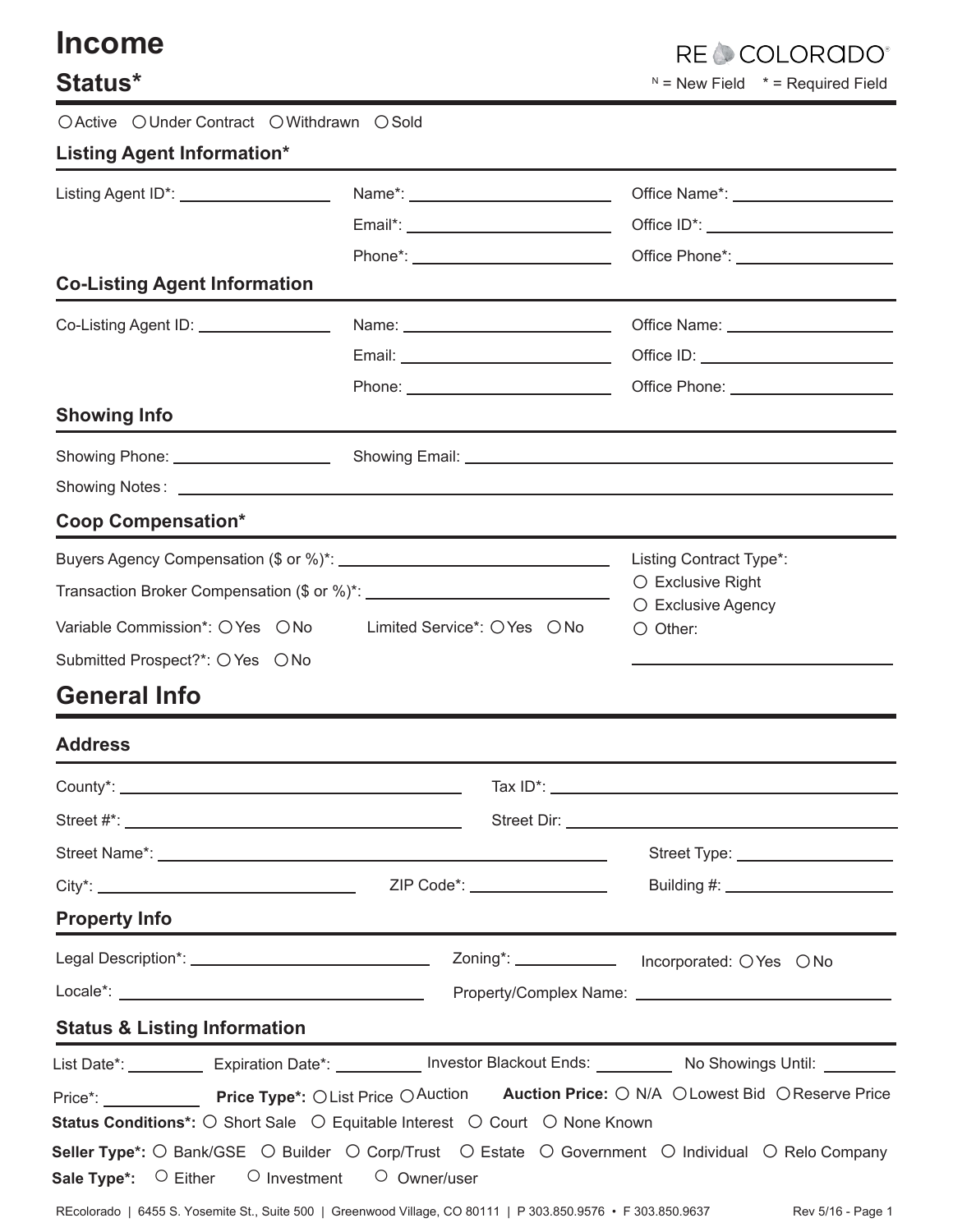# Income

RE COLORADO

## Status*

N = New Field    * = Required Field

○ Active ○ Under Contract ○ Withdrawn ○ Sold

### Listing Agent Information*

Listing Agent ID*: ________________ Name*: ________________ Office Name*: ________________

Email*: ________________ Office ID*: ________________

Phone*: ________________ Office Phone*: ________________

### Co-Listing Agent Information

Co-Listing Agent ID: ________________ Name: ________________ Office Name: ________________

Email: ________________ Office ID: ________________

Phone: ________________ Office Phone: ________________

### Showing Info

Showing Phone: ________________ Showing Email: ________________

Showing Notes: ________________

### Coop Compensation*

Buyers Agency Compensation ($ or %)*: ________________

Transaction Broker Compensation ($ or %)*: ________________

Variable Commission*: ○ Yes ○ No    Limited Service*: ○ Yes ○ No

Submitted Prospect?*: ○ Yes ○ No

Listing Contract Type*:
○ Exclusive Right
○ Exclusive Agency
○ Other: ________________

## General Info

### Address

County*: ________________ Tax ID*: ________________

Street #*: ________________ Street Dir: ________________

Street Name*: ________________ Street Type: ________________

City*: ________________ ZIP Code*: ________________ Building #: ________________

### Property Info

Legal Description*: ________________ Zoning*: ________________ Incorporated: ○ Yes ○ No

Locale*: ________________ Property/Complex Name: ________________

### Status & Listing Information

List Date*: ________ Expiration Date*: ________ Investor Blackout Ends: ________ No Showings Until: ________

Price*: ________ **Price Type*:** ○ List Price ○ Auction **Auction Price:** ○ N/A ○ Lowest Bid ○ Reserve Price

**Status Conditions*:** ○ Short Sale ○ Equitable Interest ○ Court ○ None Known

**Seller Type*:** ○ Bank/GSE ○ Builder ○ Corp/Trust ○ Estate ○ Government ○ Individual ○ Relo Company

**Sale Type*:** ○ Either ○ Investment ○ Owner/user

REcolorado | 6455 S. Yosemite St., Suite 500 | Greenwood Village, CO 80111 | P 303.850.9576 • F 303.850.9637    Rev 5/16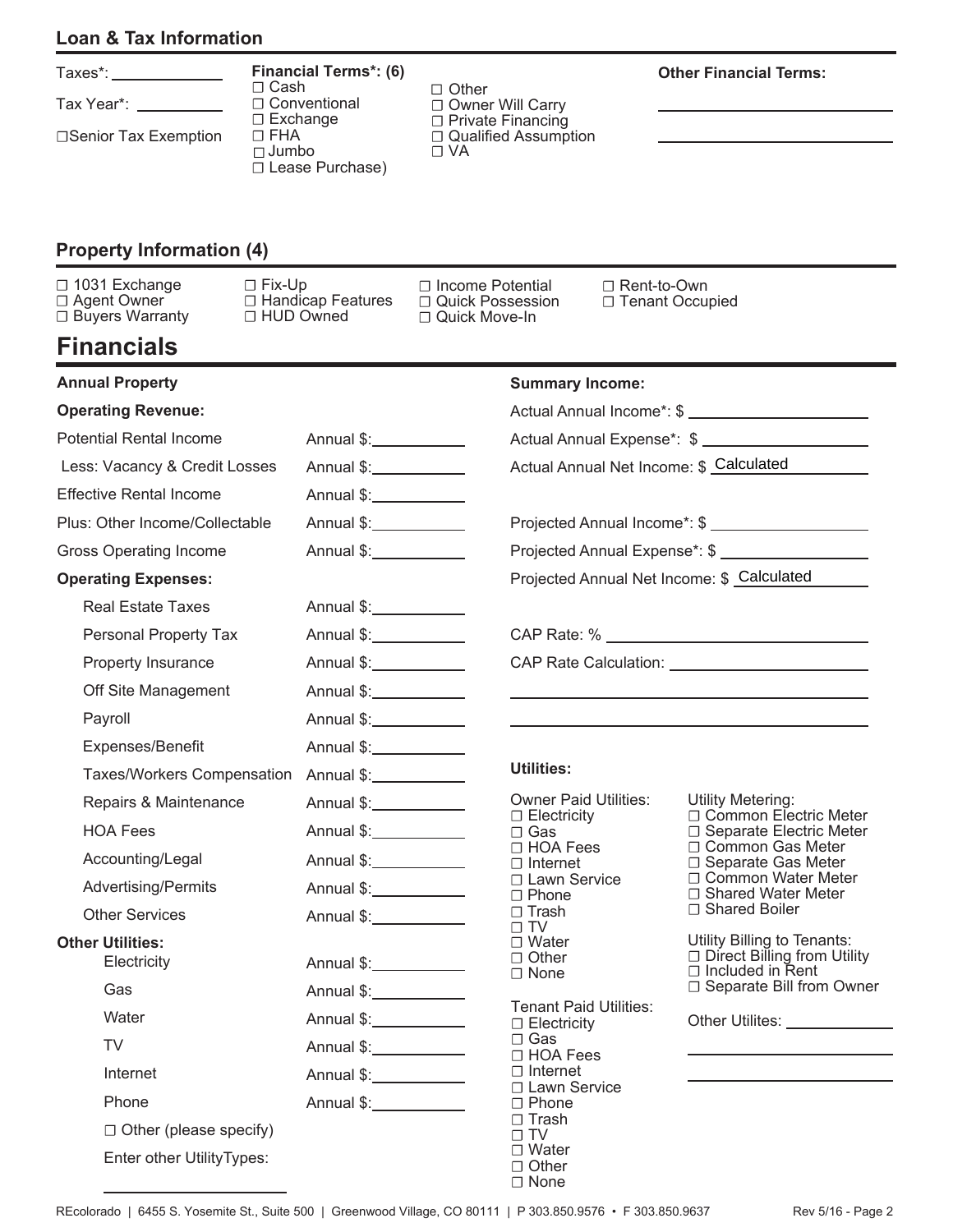## Loan & Tax Information

Taxes*: \_\_\_\_\_\_\_\_\_\_

Tax Year*: \_\_\_\_\_\_\_\_\_\_

☐Senior Tax Exemption

**Financial Terms*: (6)**

- ☐ Cash
- ☐ Conventional
- ☐ Exchange
- ☐ FHA
- ☐ Jumbo
- ☐ Lease Purchase)
- ☐ Other
- ☐ Owner Will Carry
- ☐ Private Financing
- ☐ Qualified Assumption
- ☐ VA

**Other Financial Terms:**

\_\_\_\_\_\_\_\_\_\_

\_\_\_\_\_\_\_\_\_\_

## Property Information (4)

- ☐ 1031 Exchange
- ☐ Agent Owner
- ☐ Buyers Warranty
- ☐ Fix-Up
- ☐ Handicap Features
- ☐ HUD Owned
- ☐ Income Potential
- ☐ Quick Possession
- ☐ Quick Move-In
- ☐ Rent-to-Own
- ☐ Tenant Occupied

# Financials

**Annual Property**

**Operating Revenue:**

| Item | Amount |
|---|---|
| Potential Rental Income | Annual $: |
| Less: Vacancy & Credit Losses | Annual $: |
| Effective Rental Income | Annual $: |
| Plus: Other Income/Collectable | Annual $: |
| Gross Operating Income | Annual $: |

**Operating Expenses:**

| Item | Amount |
|---|---|
| Real Estate Taxes | Annual $: |
| Personal Property Tax | Annual $: |
| Property Insurance | Annual $: |
| Off Site Management | Annual $: |
| Payroll | Annual $: |
| Expenses/Benefit | Annual $: |
| Taxes/Workers Compensation | Annual $: |
| Repairs & Maintenance | Annual $: |
| HOA Fees | Annual $: |
| Accounting/Legal | Annual $: |
| Advertising/Permits | Annual $: |
| Other Services | Annual $: |

**Other Utilities:**

| Item | Amount |
|---|---|
| Electricity | Annual $: |
| Gas | Annual $: |
| Water | Annual $: |
| TV | Annual $: |
| Internet | Annual $: |
| Phone | Annual $: |

☐ Other (please specify)

Enter other UtilityTypes:

\_\_\_\_\_\_\_\_\_\_

**Summary Income:**

Actual Annual Income*: $ \_\_\_\_\_\_\_\_\_\_

Actual Annual Expense*: $ \_\_\_\_\_\_\_\_\_\_

Actual Annual Net Income: $ Calculated

Projected Annual Income*: $ \_\_\_\_\_\_\_\_\_\_

Projected Annual Expense*: $ \_\_\_\_\_\_\_\_\_\_

Projected Annual Net Income: $ Calculated

CAP Rate: % \_\_\_\_\_\_\_\_\_\_

CAP Rate Calculation: \_\_\_\_\_\_\_\_\_\_

\_\_\_\_\_\_\_\_\_\_

\_\_\_\_\_\_\_\_\_\_

**Utilities:**

Owner Paid Utilities:

- ☐ Electricity
- ☐ Gas
- ☐ HOA Fees
- ☐ Internet
- ☐ Lawn Service
- ☐ Phone
- ☐ Trash
- ☐ TV
- ☐ Water
- ☐ Other
- ☐ None

Tenant Paid Utilities:

- ☐ Electricity
- ☐ Gas
- ☐ HOA Fees
- ☐ Internet
- ☐ Lawn Service
- ☐ Phone
- ☐ Trash
- ☐ TV
- ☐ Water
- ☐ Other
- ☐ None

Utility Metering:

- ☐ Common Electric Meter
- ☐ Separate Electric Meter
- ☐ Common Gas Meter
- ☐ Separate Gas Meter
- ☐ Common Water Meter
- ☐ Shared Water Meter
- ☐ Shared Boiler

Utility Billing to Tenants:

- ☐ Direct Billing from Utility
- ☐ Included in Rent
- ☐ Separate Bill from Owner

Other Utilites: \_\_\_\_\_\_\_\_\_\_

\_\_\_\_\_\_\_\_\_\_

\_\_\_\_\_\_\_\_\_\_

REcolorado | 6455 S. Yosemite St., Suite 500 | Greenwood Village, CO 80111 | P 303.850.9576 • F 303.850.9637 Rev 5/16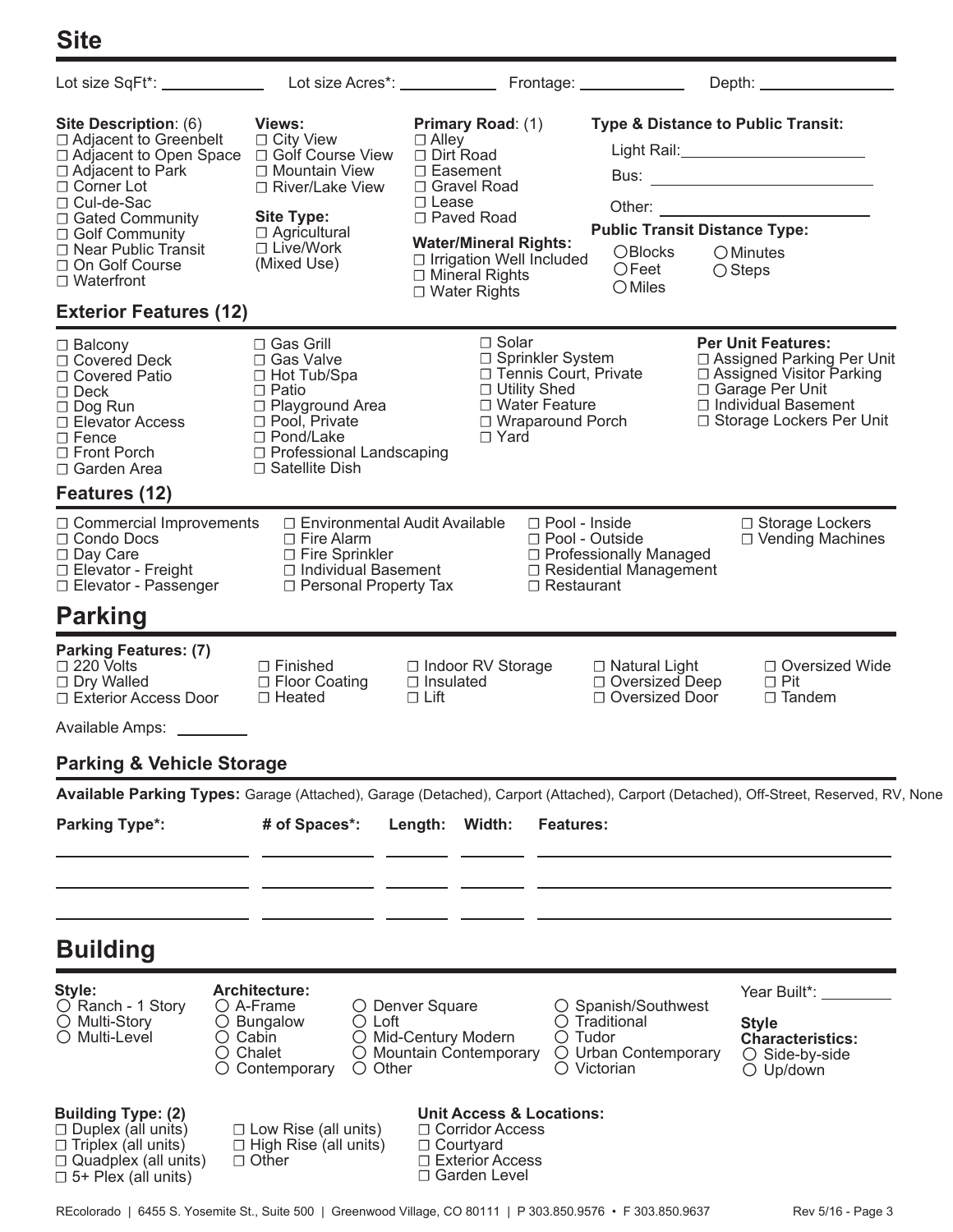# Site

Lot size SqFt*: ____________ Lot size Acres*: ____________ Frontage: ____________ Depth: ________________

**Site Description**: (6)
- ☐ Adjacent to Greenbelt
- ☐ Adjacent to Open Space
- ☐ Adjacent to Park
- ☐ Corner Lot
- ☐ Cul-de-Sac
- ☐ Gated Community
- ☐ Golf Community
- ☐ Near Public Transit
- ☐ On Golf Course
- ☐ Waterfront

**Views:**
- ☐ City View
- ☐ Golf Course View
- ☐ Mountain View
- ☐ River/Lake View

**Site Type:**
- ☐ Agricultural
- ☐ Live/Work (Mixed Use)

**Primary Road**: (1)
- ☐ Alley
- ☐ Dirt Road
- ☐ Easement
- ☐ Gravel Road
- ☐ Lease
- ☐ Paved Road

**Water/Mineral Rights:**
- ☐ Irrigation Well Included
- ☐ Mineral Rights
- ☐ Water Rights

**Type & Distance to Public Transit:**

Light Rail: ____________________

Bus: ____________________

Other: ____________________

**Public Transit Distance Type:**
- ○ Blocks
- ○ Feet
- ○ Miles
- ○ Minutes
- ○ Steps

## Exterior Features (12)

- ☐ Balcony
- ☐ Covered Deck
- ☐ Covered Patio
- ☐ Deck
- ☐ Dog Run
- ☐ Elevator Access
- ☐ Fence
- ☐ Front Porch
- ☐ Garden Area
- ☐ Gas Grill
- ☐ Gas Valve
- ☐ Hot Tub/Spa
- ☐ Patio
- ☐ Playground Area
- ☐ Pool, Private
- ☐ Pond/Lake
- ☐ Professional Landscaping
- ☐ Satellite Dish
- ☐ Solar
- ☐ Sprinkler System
- ☐ Tennis Court, Private
- ☐ Utility Shed
- ☐ Water Feature
- ☐ Wraparound Porch
- ☐ Yard

**Per Unit Features:**
- ☐ Assigned Parking Per Unit
- ☐ Assigned Visitor Parking
- ☐ Garage Per Unit
- ☐ Individual Basement
- ☐ Storage Lockers Per Unit

## Features (12)

- ☐ Commercial Improvements
- ☐ Condo Docs
- ☐ Day Care
- ☐ Elevator - Freight
- ☐ Elevator - Passenger
- ☐ Environmental Audit Available
- ☐ Fire Alarm
- ☐ Fire Sprinkler
- ☐ Individual Basement
- ☐ Personal Property Tax
- ☐ Pool - Inside
- ☐ Pool - Outside
- ☐ Professionally Managed
- ☐ Residential Management
- ☐ Restaurant
- ☐ Storage Lockers
- ☐ Vending Machines

# Parking

**Parking Features: (7)**
- ☐ 220 Volts
- ☐ Dry Walled
- ☐ Exterior Access Door
- ☐ Finished
- ☐ Floor Coating
- ☐ Heated
- ☐ Indoor RV Storage
- ☐ Insulated
- ☐ Lift
- ☐ Natural Light
- ☐ Oversized Deep
- ☐ Oversized Door
- ☐ Oversized Wide
- ☐ Pit
- ☐ Tandem

Available Amps: ________

## Parking & Vehicle Storage

**Available Parking Types:** Garage (Attached), Garage (Detached), Carport (Attached), Carport (Detached), Off-Street, Reserved, RV, None

| Parking Type* | # of Spaces* | Length | Width | Features |
|---|---|---|---|---|
| | | | | |
| | | | | |
| | | | | |

# Building

**Style:**
- ○ Ranch - 1 Story
- ○ Multi-Story
- ○ Multi-Level

**Architecture:**
- ○ A-Frame
- ○ Bungalow
- ○ Cabin
- ○ Chalet
- ○ Contemporary
- ○ Denver Square
- ○ Loft
- ○ Mid-Century Modern
- ○ Mountain Contemporary
- ○ Other
- ○ Spanish/Southwest
- ○ Traditional
- ○ Tudor
- ○ Urban Contemporary
- ○ Victorian

Year Built*: ________

**Style Characteristics:**
- ○ Side-by-side
- ○ Up/down

**Building Type: (2)**
- ☐ Duplex (all units)
- ☐ Triplex (all units)
- ☐ Quadplex (all units)
- ☐ 5+ Plex (all units)
- ☐ Low Rise (all units)
- ☐ High Rise (all units)
- ☐ Other

**Unit Access & Locations:**
- ☐ Corridor Access
- ☐ Courtyard
- ☐ Exterior Access
- ☐ Garden Level

REcolorado | 6455 S. Yosemite St., Suite 500 | Greenwood Village, CO 80111 | P 303.850.9576 • F 303.850.9637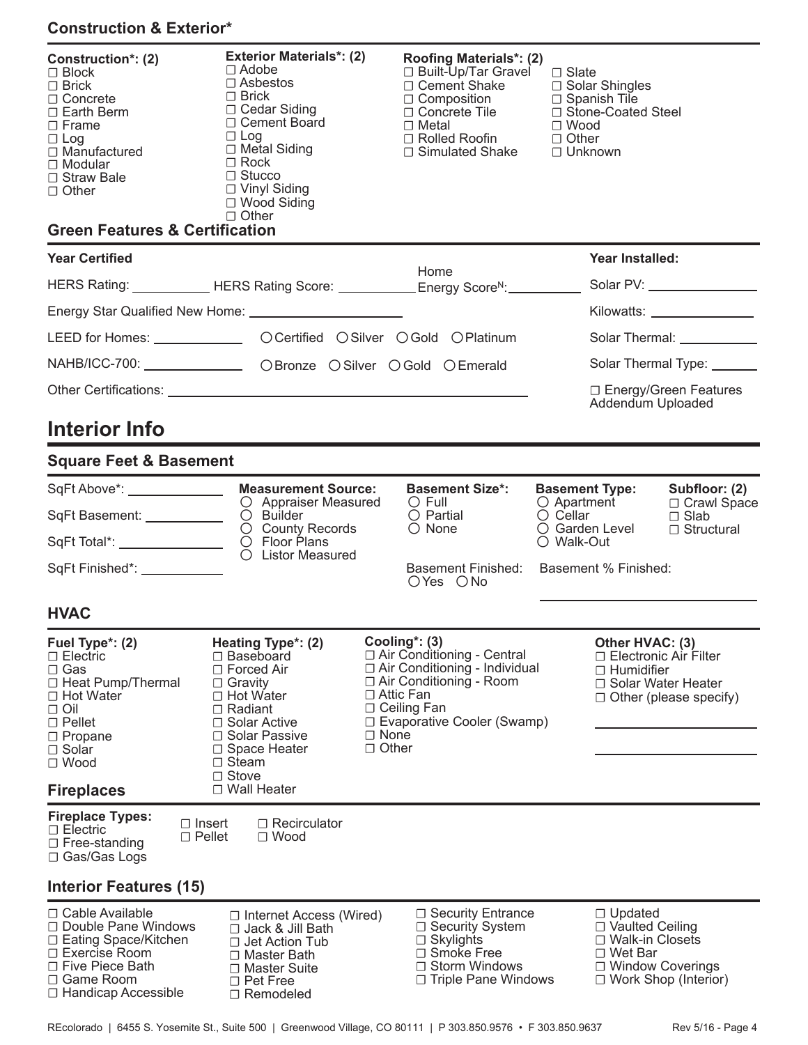## Construction & Exterior*

**Construction*: (2)**
- ☐ Block
- ☐ Brick
- ☐ Concrete
- ☐ Earth Berm
- ☐ Frame
- ☐ Log
- ☐ Manufactured
- ☐ Modular
- ☐ Straw Bale
- ☐ Other

**Exterior Materials*: (2)**
- ☐ Adobe
- ☐ Asbestos
- ☐ Brick
- ☐ Cedar Siding
- ☐ Cement Board
- ☐ Log
- ☐ Metal Siding
- ☐ Rock
- ☐ Stucco
- ☐ Vinyl Siding
- ☐ Wood Siding
- ☐ Other

**Roofing Materials*: (2)**
- ☐ Built-Up/Tar Gravel
- ☐ Cement Shake
- ☐ Composition
- ☐ Concrete Tile
- ☐ Metal
- ☐ Rolled Roofin
- ☐ Simulated Shake
- ☐ Slate
- ☐ Solar Shingles
- ☐ Spanish Tile
- ☐ Stone-Coated Steel
- ☐ Wood
- ☐ Other
- ☐ Unknown

## Green Features & Certification

**Year Certified**

HERS Rating: ___________ HERS Rating Score: ___________ Home Energy Score[N]: __________

Energy Star Qualified New Home: ____________________

LEED for Homes: ____________ ○ Certified ○ Silver ○ Gold ○ Platinum

NAHB/ICC-700: _____________ ○ Bronze ○ Silver ○ Gold ○ Emerald

Other Certifications: ______________________________________________

**Year Installed:**

Solar PV: _______________

Kilowatts: ______________

Solar Thermal: ___________

Solar Thermal Type: ______

☐ Energy/Green Features Addendum Uploaded

# Interior Info

## Square Feet & Basement

SqFt Above*: _____________

SqFt Basement: __________

SqFt Total*: ______________

SqFt Finished*: ___________

**Measurement Source:**
- ○ Appraiser Measured
- ○ Builder
- ○ County Records
- ○ Floor Plans
- ○ Listor Measured

**Basement Size*:**
- ○ Full
- ○ Partial
- ○ None

**Basement Type:**
- ○ Apartment
- ○ Cellar
- ○ Garden Level
- ○ Walk-Out

**Subfloor: (2)**
- ☐ Crawl Space
- ☐ Slab
- ☐ Structural

Basement Finished: ○ Yes ○ No

Basement % Finished: ____________________

## HVAC

**Fuel Type*: (2)**
- ☐ Electric
- ☐ Gas
- ☐ Heat Pump/Thermal
- ☐ Hot Water
- ☐ Oil
- ☐ Pellet
- ☐ Propane
- ☐ Solar
- ☐ Wood

**Heating Type*: (2)**
- ☐ Baseboard
- ☐ Forced Air
- ☐ Gravity
- ☐ Hot Water
- ☐ Radiant
- ☐ Solar Active
- ☐ Solar Passive
- ☐ Space Heater
- ☐ Steam
- ☐ Stove
- ☐ Wall Heater

**Cooling*: (3)**
- ☐ Air Conditioning - Central
- ☐ Air Conditioning - Individual
- ☐ Air Conditioning - Room
- ☐ Attic Fan
- ☐ Ceiling Fan
- ☐ Evaporative Cooler (Swamp)
- ☐ None
- ☐ Other

**Other HVAC: (3)**
- ☐ Electronic Air Filter
- ☐ Humidifier
- ☐ Solar Water Heater
- ☐ Other (please specify)

____________________

____________________

## Fireplaces

**Fireplace Types:**
- ☐ Electric
- ☐ Free-standing
- ☐ Gas/Gas Logs
- ☐ Insert
- ☐ Pellet
- ☐ Recirculator
- ☐ Wood

## Interior Features (15)

- ☐ Cable Available
- ☐ Double Pane Windows
- ☐ Eating Space/Kitchen
- ☐ Exercise Room
- ☐ Five Piece Bath
- ☐ Game Room
- ☐ Handicap Accessible
- ☐ Internet Access (Wired)
- ☐ Jack & Jill Bath
- ☐ Jet Action Tub
- ☐ Master Bath
- ☐ Master Suite
- ☐ Pet Free
- ☐ Remodeled
- ☐ Security Entrance
- ☐ Security System
- ☐ Skylights
- ☐ Smoke Free
- ☐ Storm Windows
- ☐ Triple Pane Windows
- ☐ Updated
- ☐ Vaulted Ceiling
- ☐ Walk-in Closets
- ☐ Wet Bar
- ☐ Window Coverings
- ☐ Work Shop (Interior)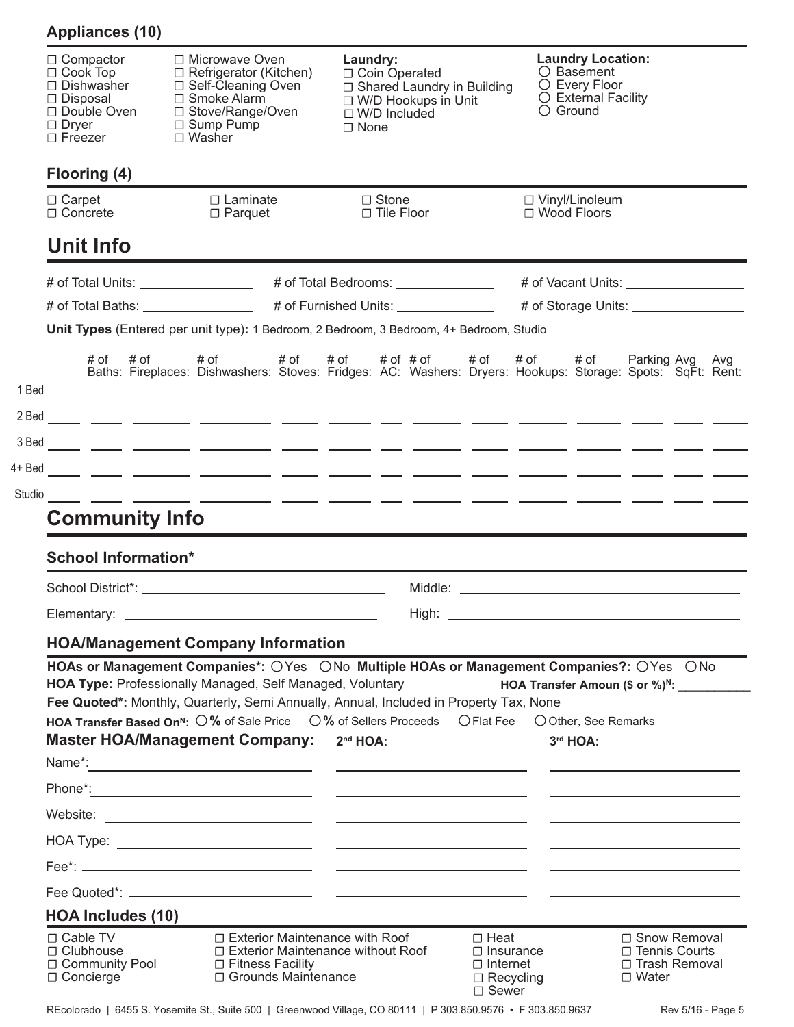## Appliances (10)

☐ Compactor
☐ Cook Top
☐ Dishwasher
☐ Disposal
☐ Double Oven
☐ Dryer
☐ Freezer
☐ Microwave Oven
☐ Refrigerator (Kitchen)
☐ Self-Cleaning Oven
☐ Smoke Alarm
☐ Stove/Range/Oven
☐ Sump Pump
☐ Washer

**Laundry:**
☐ Coin Operated
☐ Shared Laundry in Building
☐ W/D Hookups in Unit
☐ W/D Included
☐ None

**Laundry Location:**
○ Basement
○ Every Floor
○ External Facility
○ Ground

## Flooring (4)

☐ Carpet
☐ Concrete
☐ Laminate
☐ Parquet
☐ Stone
☐ Tile Floor
☐ Vinyl/Linoleum
☐ Wood Floors

# Unit Info

# of Total Units: ______________ # of Total Bedrooms: ______________ # of Vacant Units: ______________

# of Total Baths: ______________ # of Furnished Units: ______________ # of Storage Units: ______________

**Unit Types** (Entered per unit type)**:** 1 Bedroom, 2 Bedroom, 3 Bedroom, 4+ Bedroom, Studio

| | # of Baths: | # of Fireplaces: | # of Dishwashers: | # of Stoves: | # of Fridges: | # of AC: | # of Washers: | # of Dryers: | # of Hookups: | # of Storage: | Parking Spots: | Avg SqFt: | Avg Rent: |
|---|---|---|---|---|---|---|---|---|---|---|---|---|---|
| 1 Bed | | | | | | | | | | | | | |
| 2 Bed | | | | | | | | | | | | | |
| 3 Bed | | | | | | | | | | | | | |
| 4+ Bed | | | | | | | | | | | | | |
| Studio | | | | | | | | | | | | | |

# Community Info

## School Information*

School District*: ______________________ Middle: ______________________

Elementary: ______________________ High: ______________________

## HOA/Management Company Information

**HOAs or Management Companies*:** ○Yes ○No **Multiple HOAs or Management Companies?:** ○Yes ○No

**HOA Type:** Professionally Managed, Self Managed, Voluntary **HOA Transfer Amoun ($ or %)[N]:** __________

**Fee Quoted*:** Monthly, Quarterly, Semi Annually, Annual, Included in Property Tax, None

**HOA Transfer Based On[N]:** ○**%** of Sale Price ○**%** of Sellers Proceeds ○Flat Fee ○Other, See Remarks

| | **Master HOA/Management Company:** | **2nd HOA:** | **3rd HOA:** |
|---|---|---|---|
| Name*: | | | |
| Phone*: | | | |
| Website: | | | |
| HOA Type: | | | |
| Fee*: | | | |
| Fee Quoted*: | | | |

## HOA Includes (10)

☐ Cable TV
☐ Clubhouse
☐ Community Pool
☐ Concierge
☐ Exterior Maintenance with Roof
☐ Exterior Maintenance without Roof
☐ Fitness Facility
☐ Grounds Maintenance
☐ Heat
☐ Insurance
☐ Internet
☐ Recycling
☐ Sewer
☐ Snow Removal
☐ Tennis Courts
☐ Trash Removal
☐ Water

REcolorado | 6455 S. Yosemite St., Suite 500 | Greenwood Village, CO 80111 | P 303.850.9576 • F 303.850.9637 Rev 5/16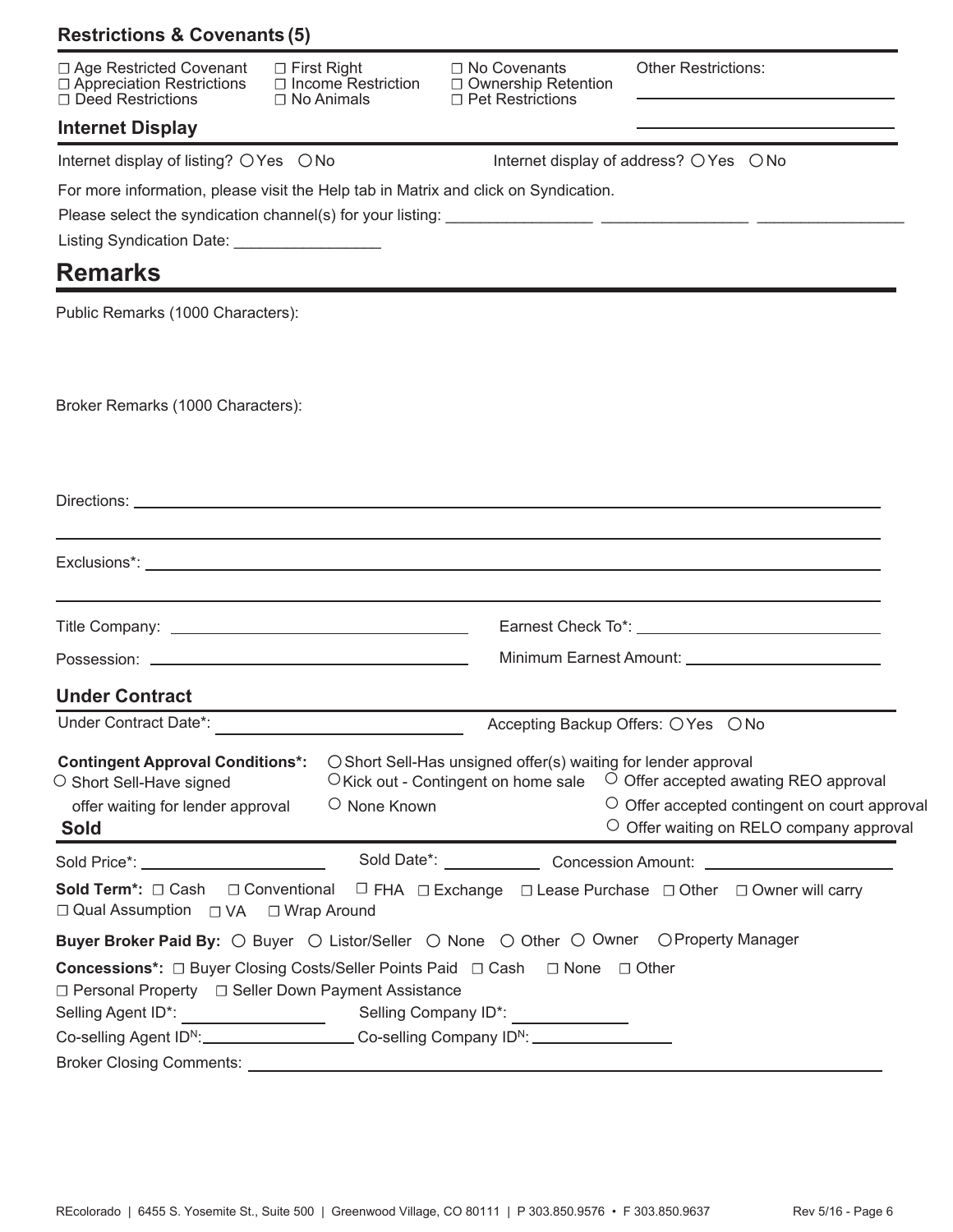## Restrictions & Covenants (5)

☐ Age Restricted Covenant
☐ Appreciation Restrictions
☐ Deed Restrictions
☐ First Right
☐ Income Restriction
☐ No Animals
☐ No Covenants
☐ Ownership Retention
☐ Pet Restrictions

Other Restrictions: ____________________

____________________

## Internet Display

Internet display of listing? ○ Yes ○ No

Internet display of address? ○ Yes ○ No

For more information, please visit the Help tab in Matrix and click on Syndication.

Please select the syndication channel(s) for your listing: ________________ ________________ ________________

Listing Syndication Date: ________________

# Remarks

Public Remarks (1000 Characters):

Broker Remarks (1000 Characters):

Directions: ____________________

Exclusions*: ____________________

Title Company: ____________________

Earnest Check To*: ____________________

Possession: ____________________

Minimum Earnest Amount: ____________________

## Under Contract

Under Contract Date*: ____________________

Accepting Backup Offers: ○ Yes ○ No

**Contingent Approval Conditions*:**
○ Short Sell-Have signed offer waiting for lender approval
○ Short Sell-Has unsigned offer(s) waiting for lender approval
○ Kick out - Contingent on home sale
○ None Known
○ Offer accepted awating REO approval
○ Offer accepted contingent on court approval
○ Offer waiting on RELO company approval

## Sold

Sold Price*: ____________________ Sold Date*: ____________ Concession Amount: ____________________

**Sold Term*:** ☐ Cash ☐ Conventional ☐ FHA ☐ Exchange ☐ Lease Purchase ☐ Other ☐ Owner will carry ☐ Qual Assumption ☐ VA ☐ Wrap Around

**Buyer Broker Paid By:** ○ Buyer ○ Listor/Seller ○ None ○ Other ○ Owner ○ Property Manager

**Concessions*:** ☐ Buyer Closing Costs/Seller Points Paid ☐ Cash ☐ None ☐ Other ☐ Personal Property ☐ Seller Down Payment Assistance

Selling Agent ID*: ____________ Selling Company ID*: ____________

Co-selling Agent ID[N]: ____________ Co-selling Company ID[N]: ____________

Broker Closing Comments: ____________________

REcolorado | 6455 S. Yosemite St., Suite 500 | Greenwood Village, CO 80111 | P 303.850.9576 • F 303.850.9637 Rev 5/16